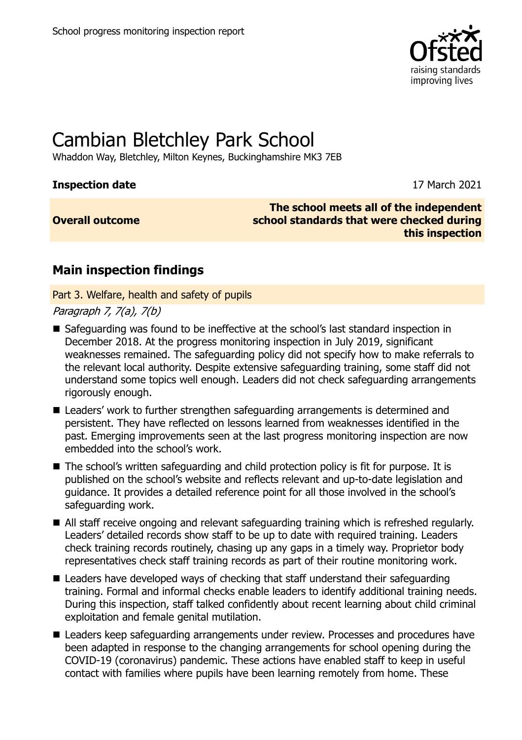School progress monitoring inspection report

# Cambian Bletchley Park School

Whaddon Way, Bletchley, Milton Keynes, Buckinghamshire MK3 7EB

**Inspection date** 17 March 2021

| **Overall outcome** | **The school meets all of the independent school standards that were checked during this inspection** |
| --- | --- |

## Main inspection findings

### Part 3. Welfare, health and safety of pupils

*Paragraph 7, 7(a), 7(b)*

- Safeguarding was found to be ineffective at the school's last standard inspection in December 2018. At the progress monitoring inspection in July 2019, significant weaknesses remained. The safeguarding policy did not specify how to make referrals to the relevant local authority. Despite extensive safeguarding training, some staff did not understand some topics well enough. Leaders did not check safeguarding arrangements rigorously enough.
- Leaders' work to further strengthen safeguarding arrangements is determined and persistent. They have reflected on lessons learned from weaknesses identified in the past. Emerging improvements seen at the last progress monitoring inspection are now embedded into the school's work.
- The school's written safeguarding and child protection policy is fit for purpose. It is published on the school's website and reflects relevant and up-to-date legislation and guidance. It provides a detailed reference point for all those involved in the school's safeguarding work.
- All staff receive ongoing and relevant safeguarding training which is refreshed regularly. Leaders' detailed records show staff to be up to date with required training. Leaders check training records routinely, chasing up any gaps in a timely way. Proprietor body representatives check staff training records as part of their routine monitoring work.
- Leaders have developed ways of checking that staff understand their safeguarding training. Formal and informal checks enable leaders to identify additional training needs. During this inspection, staff talked confidently about recent learning about child criminal exploitation and female genital mutilation.
- Leaders keep safeguarding arrangements under review. Processes and procedures have been adapted in response to the changing arrangements for school opening during the COVID-19 (coronavirus) pandemic. These actions have enabled staff to keep in useful contact with families where pupils have been learning remotely from home. These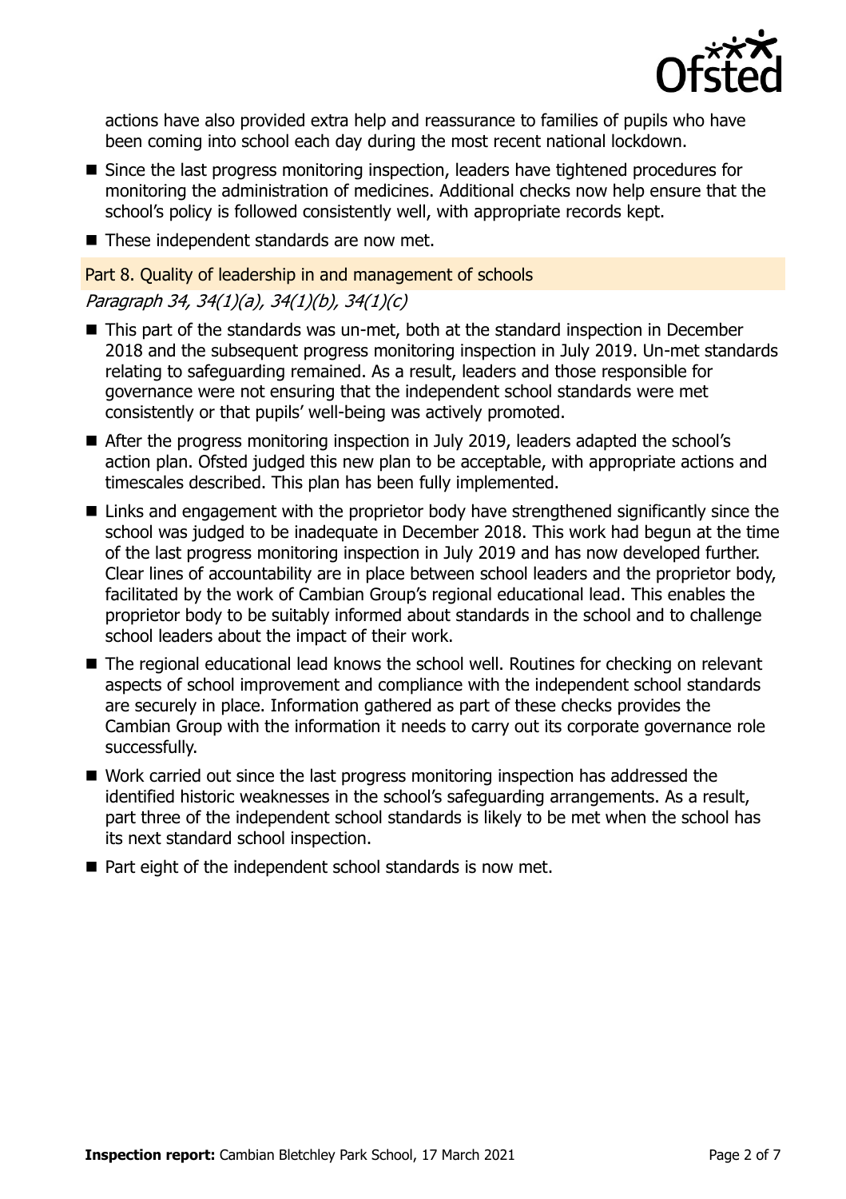actions have also provided extra help and reassurance to families of pupils who have been coming into school each day during the most recent national lockdown.

- Since the last progress monitoring inspection, leaders have tightened procedures for monitoring the administration of medicines. Additional checks now help ensure that the school's policy is followed consistently well, with appropriate records kept.
- These independent standards are now met.

## Part 8. Quality of leadership in and management of schools

*Paragraph 34, 34(1)(a), 34(1)(b), 34(1)(c)*

- This part of the standards was un-met, both at the standard inspection in December 2018 and the subsequent progress monitoring inspection in July 2019. Un-met standards relating to safeguarding remained. As a result, leaders and those responsible for governance were not ensuring that the independent school standards were met consistently or that pupils' well-being was actively promoted.
- After the progress monitoring inspection in July 2019, leaders adapted the school's action plan. Ofsted judged this new plan to be acceptable, with appropriate actions and timescales described. This plan has been fully implemented.
- Links and engagement with the proprietor body have strengthened significantly since the school was judged to be inadequate in December 2018. This work had begun at the time of the last progress monitoring inspection in July 2019 and has now developed further. Clear lines of accountability are in place between school leaders and the proprietor body, facilitated by the work of Cambian Group's regional educational lead. This enables the proprietor body to be suitably informed about standards in the school and to challenge school leaders about the impact of their work.
- The regional educational lead knows the school well. Routines for checking on relevant aspects of school improvement and compliance with the independent school standards are securely in place. Information gathered as part of these checks provides the Cambian Group with the information it needs to carry out its corporate governance role successfully.
- Work carried out since the last progress monitoring inspection has addressed the identified historic weaknesses in the school's safeguarding arrangements. As a result, part three of the independent school standards is likely to be met when the school has its next standard school inspection.
- Part eight of the independent school standards is now met.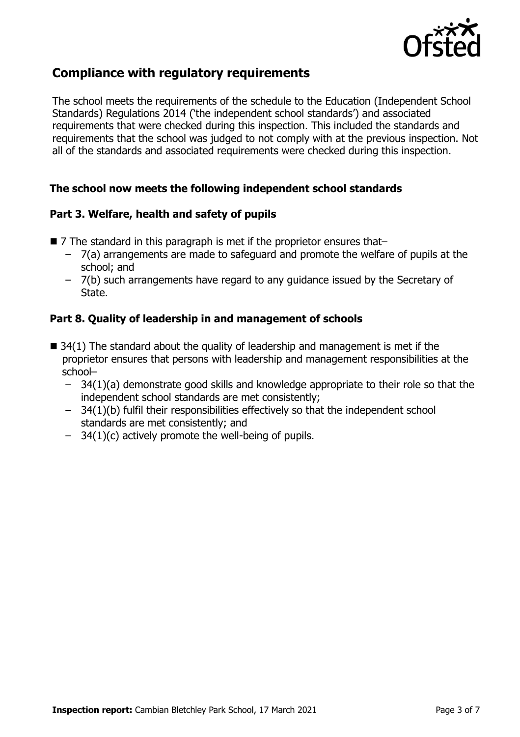## Compliance with regulatory requirements

The school meets the requirements of the schedule to the Education (Independent School Standards) Regulations 2014 ('the independent school standards') and associated requirements that were checked during this inspection. This included the standards and requirements that the school was judged to not comply with at the previous inspection. Not all of the standards and associated requirements were checked during this inspection.

### The school now meets the following independent school standards

### Part 3. Welfare, health and safety of pupils

- 7 The standard in this paragraph is met if the proprietor ensures that–
  - 7(a) arrangements are made to safeguard and promote the welfare of pupils at the school; and
  - 7(b) such arrangements have regard to any guidance issued by the Secretary of State.

### Part 8. Quality of leadership in and management of schools

- 34(1) The standard about the quality of leadership and management is met if the proprietor ensures that persons with leadership and management responsibilities at the school–
  - 34(1)(a) demonstrate good skills and knowledge appropriate to their role so that the independent school standards are met consistently;
  - 34(1)(b) fulfil their responsibilities effectively so that the independent school standards are met consistently; and
  - 34(1)(c) actively promote the well-being of pupils.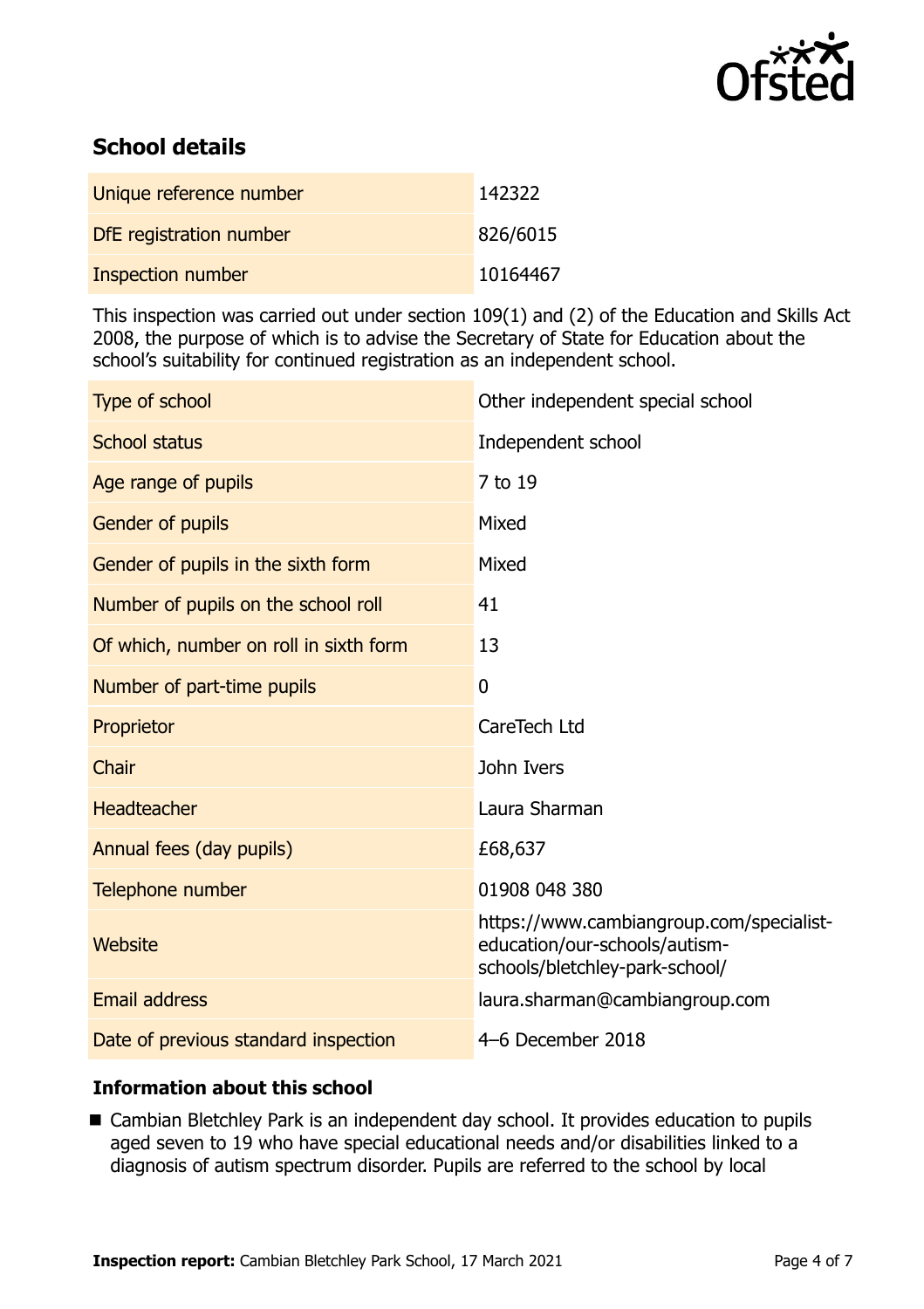## School details

| | |
|---|---|
| Unique reference number | 142322 |
| DfE registration number | 826/6015 |
| Inspection number | 10164467 |

This inspection was carried out under section 109(1) and (2) of the Education and Skills Act 2008, the purpose of which is to advise the Secretary of State for Education about the school's suitability for continued registration as an independent school.

| | |
|---|---|
| Type of school | Other independent special school |
| School status | Independent school |
| Age range of pupils | 7 to 19 |
| Gender of pupils | Mixed |
| Gender of pupils in the sixth form | Mixed |
| Number of pupils on the school roll | 41 |
| Of which, number on roll in sixth form | 13 |
| Number of part-time pupils | 0 |
| Proprietor | CareTech Ltd |
| Chair | John Ivers |
| Headteacher | Laura Sharman |
| Annual fees (day pupils) | £68,637 |
| Telephone number | 01908 048 380 |
| Website | https://www.cambiangroup.com/specialist-education/our-schools/autism-schools/bletchley-park-school/ |
| Email address | laura.sharman@cambiangroup.com |
| Date of previous standard inspection | 4–6 December 2018 |

### Information about this school

- Cambian Bletchley Park is an independent day school. It provides education to pupils aged seven to 19 who have special educational needs and/or disabilities linked to a diagnosis of autism spectrum disorder. Pupils are referred to the school by local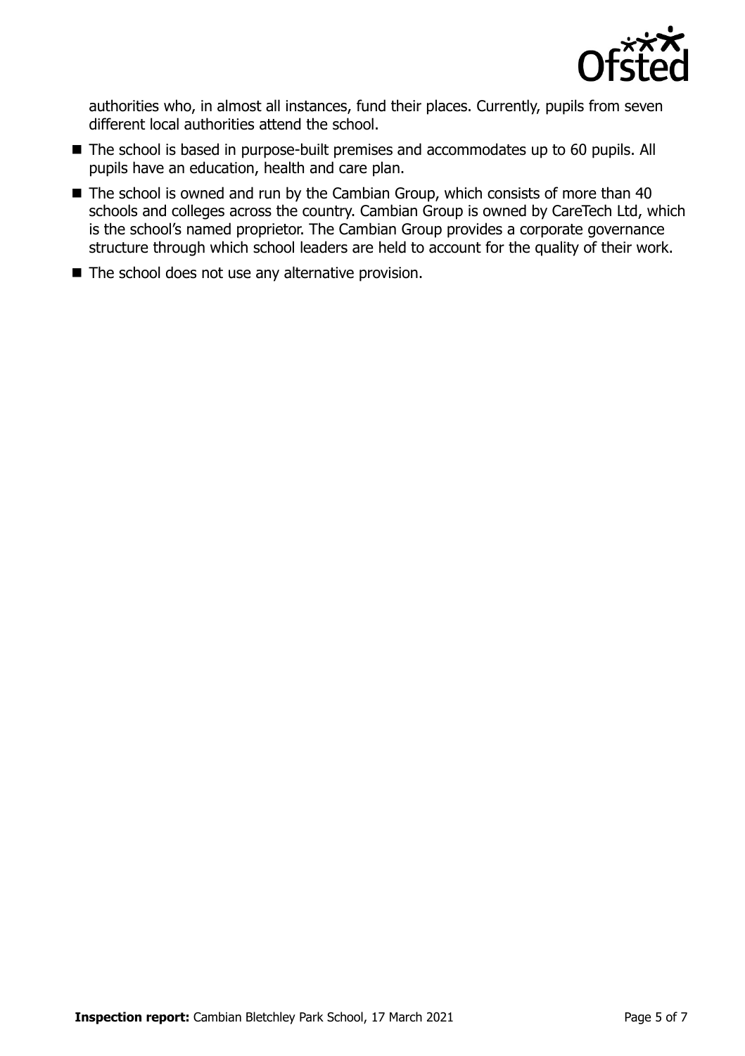authorities who, in almost all instances, fund their places. Currently, pupils from seven different local authorities attend the school.

- The school is based in purpose-built premises and accommodates up to 60 pupils. All pupils have an education, health and care plan.
- The school is owned and run by the Cambian Group, which consists of more than 40 schools and colleges across the country. Cambian Group is owned by CareTech Ltd, which is the school's named proprietor. The Cambian Group provides a corporate governance structure through which school leaders are held to account for the quality of their work.
- The school does not use any alternative provision.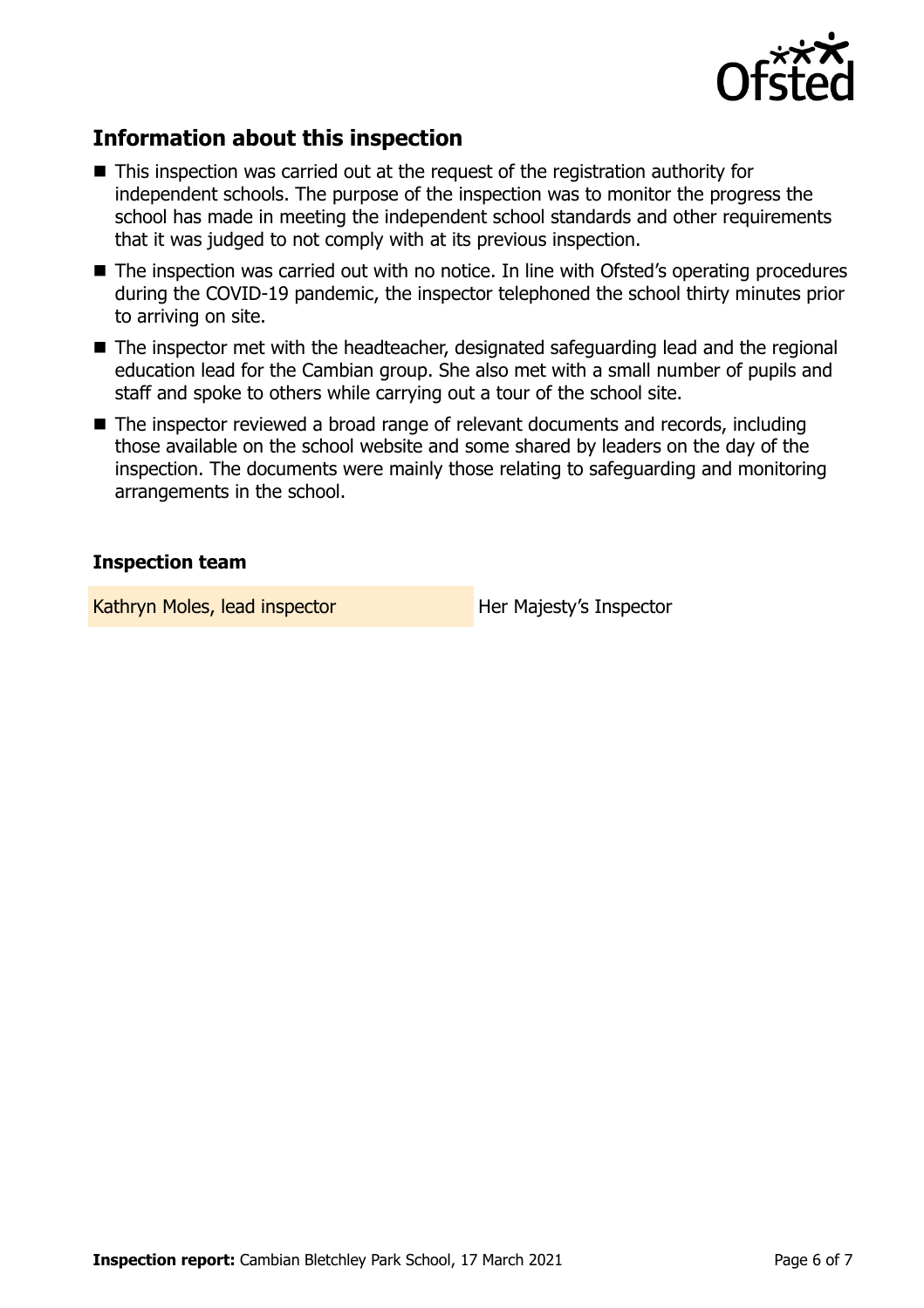## Information about this inspection

- This inspection was carried out at the request of the registration authority for independent schools. The purpose of the inspection was to monitor the progress the school has made in meeting the independent school standards and other requirements that it was judged to not comply with at its previous inspection.
- The inspection was carried out with no notice. In line with Ofsted's operating procedures during the COVID-19 pandemic, the inspector telephoned the school thirty minutes prior to arriving on site.
- The inspector met with the headteacher, designated safeguarding lead and the regional education lead for the Cambian group. She also met with a small number of pupils and staff and spoke to others while carrying out a tour of the school site.
- The inspector reviewed a broad range of relevant documents and records, including those available on the school website and some shared by leaders on the day of the inspection. The documents were mainly those relating to safeguarding and monitoring arrangements in the school.

### Inspection team

| | |
|---|---|
| Kathryn Moles, lead inspector | Her Majesty's Inspector |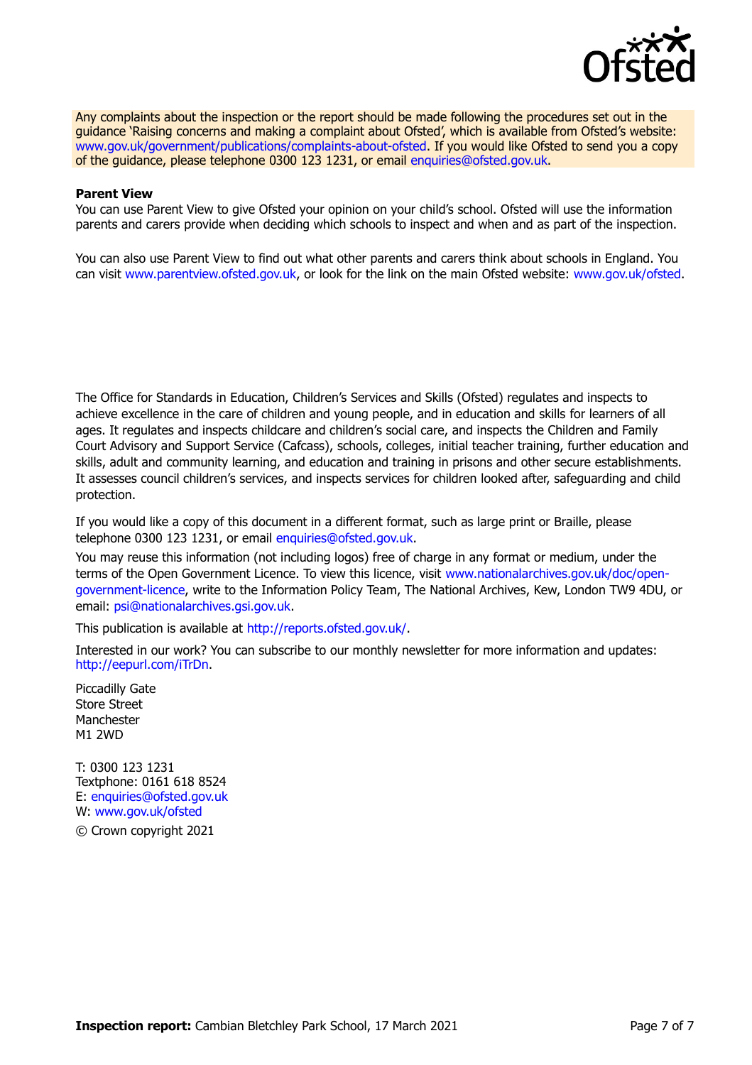Any complaints about the inspection or the report should be made following the procedures set out in the guidance 'Raising concerns and making a complaint about Ofsted', which is available from Ofsted's website: www.gov.uk/government/publications/complaints-about-ofsted. If you would like Ofsted to send you a copy of the guidance, please telephone 0300 123 1231, or email enquiries@ofsted.gov.uk.

**Parent View**

You can use Parent View to give Ofsted your opinion on your child's school. Ofsted will use the information parents and carers provide when deciding which schools to inspect and when and as part of the inspection.

You can also use Parent View to find out what other parents and carers think about schools in England. You can visit www.parentview.ofsted.gov.uk, or look for the link on the main Ofsted website: www.gov.uk/ofsted.

The Office for Standards in Education, Children's Services and Skills (Ofsted) regulates and inspects to achieve excellence in the care of children and young people, and in education and skills for learners of all ages. It regulates and inspects childcare and children's social care, and inspects the Children and Family Court Advisory and Support Service (Cafcass), schools, colleges, initial teacher training, further education and skills, adult and community learning, and education and training in prisons and other secure establishments. It assesses council children's services, and inspects services for children looked after, safeguarding and child protection.

If you would like a copy of this document in a different format, such as large print or Braille, please telephone 0300 123 1231, or email enquiries@ofsted.gov.uk.

You may reuse this information (not including logos) free of charge in any format or medium, under the terms of the Open Government Licence. To view this licence, visit www.nationalarchives.gov.uk/doc/open-government-licence, write to the Information Policy Team, The National Archives, Kew, London TW9 4DU, or email: psi@nationalarchives.gsi.gov.uk.

This publication is available at http://reports.ofsted.gov.uk/.

Interested in our work? You can subscribe to our monthly newsletter for more information and updates: http://eepurl.com/iTrDn.

Piccadilly Gate
Store Street
Manchester
M1 2WD

T: 0300 123 1231
Textphone: 0161 618 8524
E: enquiries@ofsted.gov.uk
W: www.gov.uk/ofsted

© Crown copyright 2021